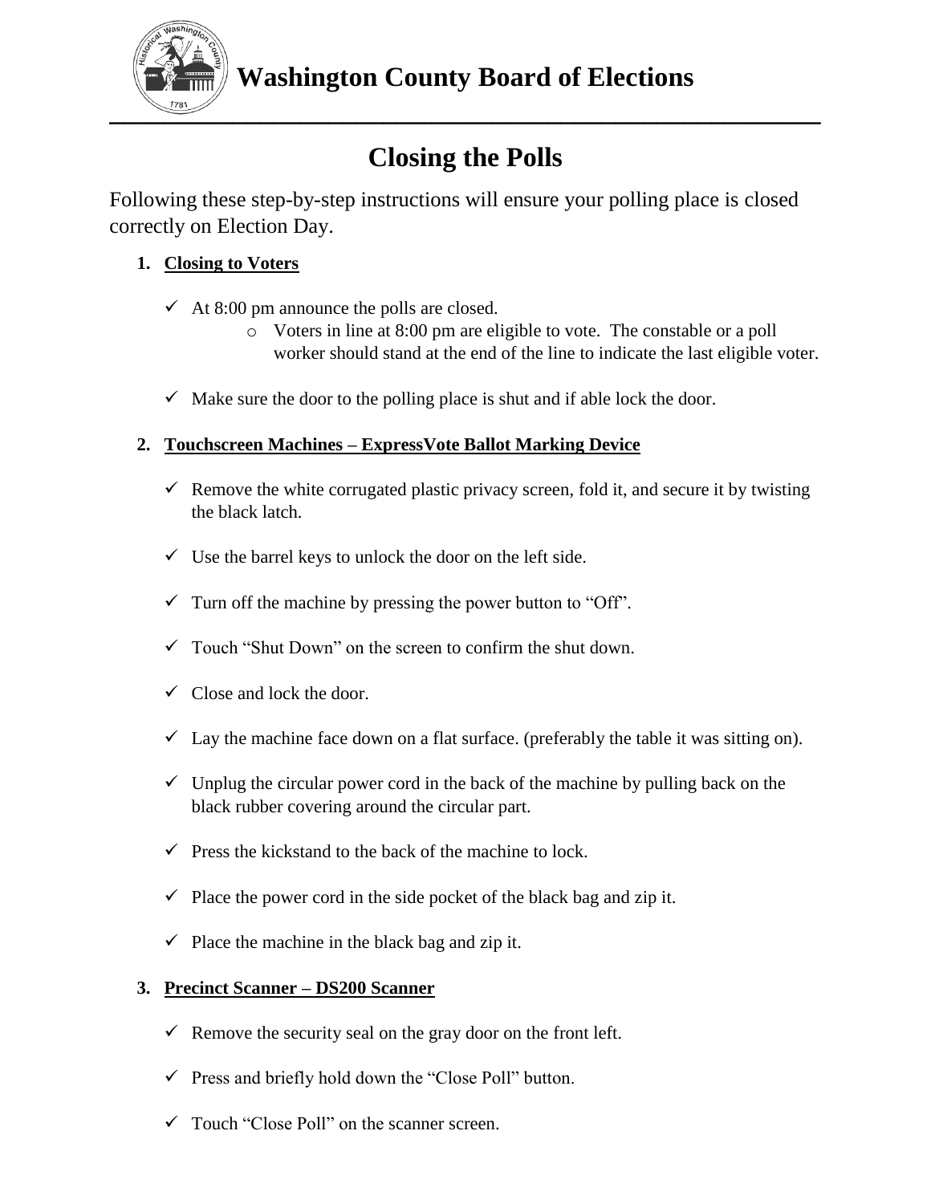# Washington County Board of Elections

## Closing the Polls

Following these step-by-step instructions will ensure your polling place is closed correctly on Election Day.

1. **Closing to Voters**

   - ✓ At 8:00 pm announce the polls are closed.
     - Voters in line at 8:00 pm are eligible to vote. The constable or a poll worker should stand at the end of the line to indicate the last eligible voter.
   - ✓ Make sure the door to the polling place is shut and if able lock the door.

2. **Touchscreen Machines – ExpressVote Ballot Marking Device**

   - ✓ Remove the white corrugated plastic privacy screen, fold it, and secure it by twisting the black latch.
   - ✓ Use the barrel keys to unlock the door on the left side.
   - ✓ Turn off the machine by pressing the power button to "Off".
   - ✓ Touch "Shut Down" on the screen to confirm the shut down.
   - ✓ Close and lock the door.
   - ✓ Lay the machine face down on a flat surface. (preferably the table it was sitting on).
   - ✓ Unplug the circular power cord in the back of the machine by pulling back on the black rubber covering around the circular part.
   - ✓ Press the kickstand to the back of the machine to lock.
   - ✓ Place the power cord in the side pocket of the black bag and zip it.
   - ✓ Place the machine in the black bag and zip it.

3. **Precinct Scanner – DS200 Scanner**

   - ✓ Remove the security seal on the gray door on the front left.
   - ✓ Press and briefly hold down the "Close Poll" button.
   - ✓ Touch "Close Poll" on the scanner screen.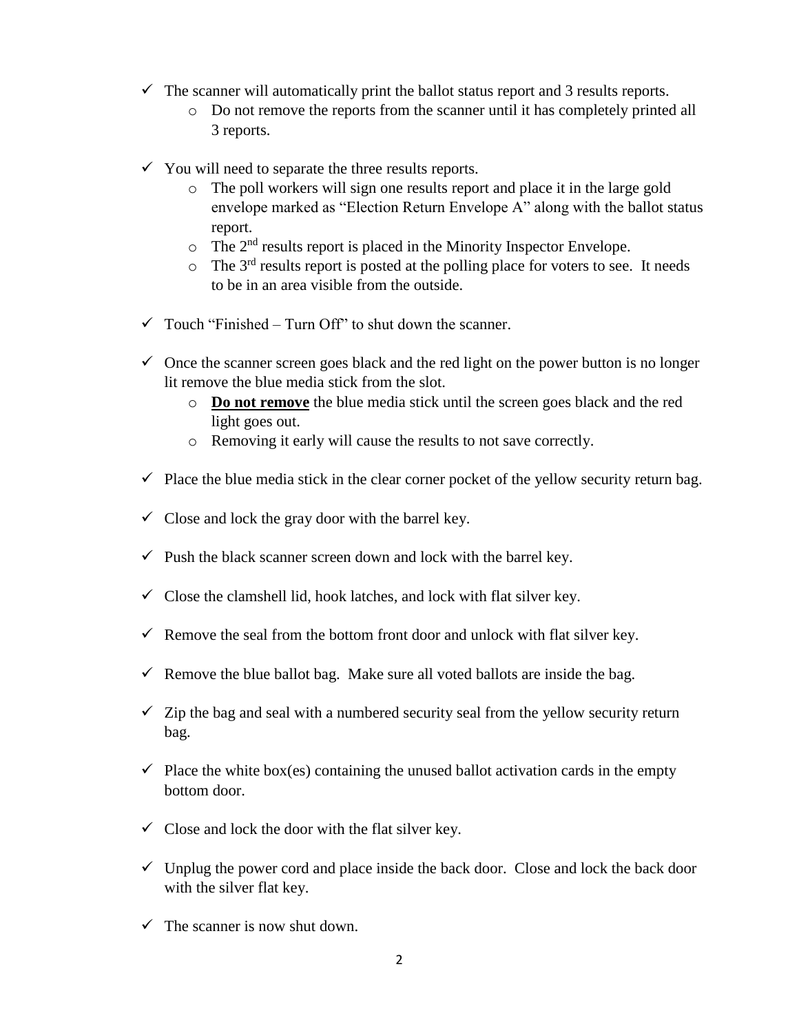- ✓ The scanner will automatically print the ballot status report and 3 results reports.
  - Do not remove the reports from the scanner until it has completely printed all 3 reports.

- ✓ You will need to separate the three results reports.
  - The poll workers will sign one results report and place it in the large gold envelope marked as "Election Return Envelope A" along with the ballot status report.
  - The 2nd results report is placed in the Minority Inspector Envelope.
  - The 3rd results report is posted at the polling place for voters to see. It needs to be in an area visible from the outside.

- ✓ Touch "Finished – Turn Off" to shut down the scanner.

- ✓ Once the scanner screen goes black and the red light on the power button is no longer lit remove the blue media stick from the slot.
  - **<u>Do not remove</u>** the blue media stick until the screen goes black and the red light goes out.
  - Removing it early will cause the results to not save correctly.

- ✓ Place the blue media stick in the clear corner pocket of the yellow security return bag.

- ✓ Close and lock the gray door with the barrel key.

- ✓ Push the black scanner screen down and lock with the barrel key.

- ✓ Close the clamshell lid, hook latches, and lock with flat silver key.

- ✓ Remove the seal from the bottom front door and unlock with flat silver key.

- ✓ Remove the blue ballot bag. Make sure all voted ballots are inside the bag.

- ✓ Zip the bag and seal with a numbered security seal from the yellow security return bag.

- ✓ Place the white box(es) containing the unused ballot activation cards in the empty bottom door.

- ✓ Close and lock the door with the flat silver key.

- ✓ Unplug the power cord and place inside the back door. Close and lock the back door with the silver flat key.

- ✓ The scanner is now shut down.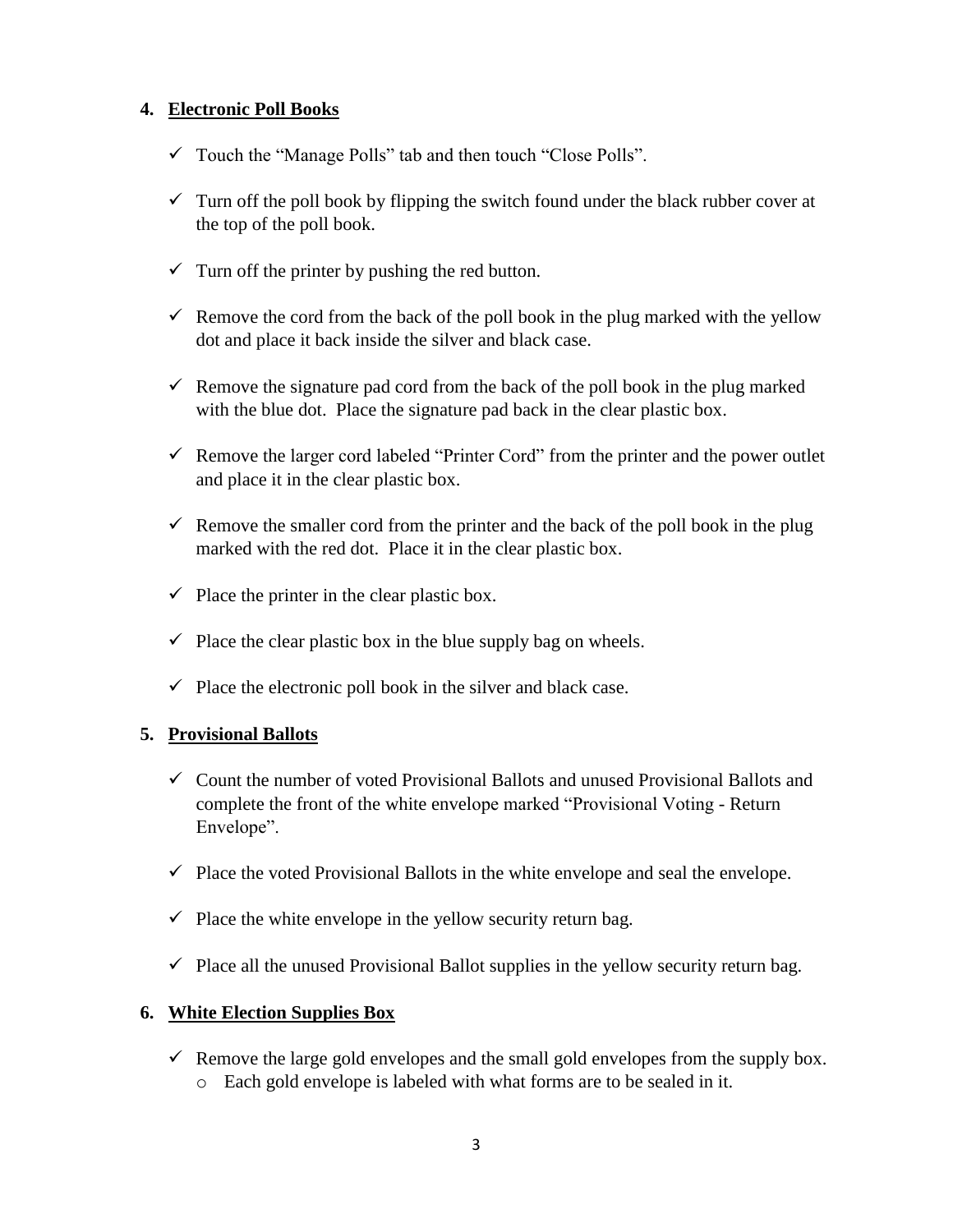## 4. Electronic Poll Books

- ✓ Touch the "Manage Polls" tab and then touch "Close Polls".
- ✓ Turn off the poll book by flipping the switch found under the black rubber cover at the top of the poll book.
- ✓ Turn off the printer by pushing the red button.
- ✓ Remove the cord from the back of the poll book in the plug marked with the yellow dot and place it back inside the silver and black case.
- ✓ Remove the signature pad cord from the back of the poll book in the plug marked with the blue dot. Place the signature pad back in the clear plastic box.
- ✓ Remove the larger cord labeled "Printer Cord" from the printer and the power outlet and place it in the clear plastic box.
- ✓ Remove the smaller cord from the printer and the back of the poll book in the plug marked with the red dot. Place it in the clear plastic box.
- ✓ Place the printer in the clear plastic box.
- ✓ Place the clear plastic box in the blue supply bag on wheels.
- ✓ Place the electronic poll book in the silver and black case.

## 5. Provisional Ballots

- ✓ Count the number of voted Provisional Ballots and unused Provisional Ballots and complete the front of the white envelope marked "Provisional Voting - Return Envelope".
- ✓ Place the voted Provisional Ballots in the white envelope and seal the envelope.
- ✓ Place the white envelope in the yellow security return bag.
- ✓ Place all the unused Provisional Ballot supplies in the yellow security return bag.

## 6. White Election Supplies Box

- ✓ Remove the large gold envelopes and the small gold envelopes from the supply box.
  - Each gold envelope is labeled with what forms are to be sealed in it.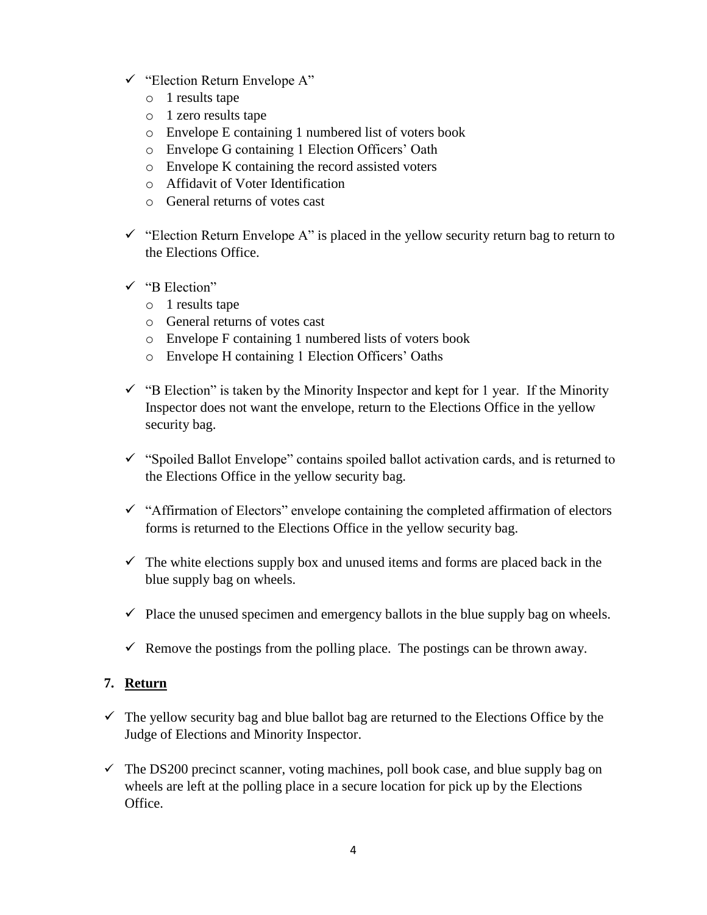- ✓ "Election Return Envelope A"
  - 1 results tape
  - 1 zero results tape
  - Envelope E containing 1 numbered list of voters book
  - Envelope G containing 1 Election Officers' Oath
  - Envelope K containing the record assisted voters
  - Affidavit of Voter Identification
  - General returns of votes cast
- ✓ "Election Return Envelope A" is placed in the yellow security return bag to return to the Elections Office.
- ✓ "B Election"
  - 1 results tape
  - General returns of votes cast
  - Envelope F containing 1 numbered lists of voters book
  - Envelope H containing 1 Election Officers' Oaths
- ✓ "B Election" is taken by the Minority Inspector and kept for 1 year. If the Minority Inspector does not want the envelope, return to the Elections Office in the yellow security bag.
- ✓ "Spoiled Ballot Envelope" contains spoiled ballot activation cards, and is returned to the Elections Office in the yellow security bag.
- ✓ "Affirmation of Electors" envelope containing the completed affirmation of electors forms is returned to the Elections Office in the yellow security bag.
- ✓ The white elections supply box and unused items and forms are placed back in the blue supply bag on wheels.
- ✓ Place the unused specimen and emergency ballots in the blue supply bag on wheels.
- ✓ Remove the postings from the polling place. The postings can be thrown away.

## 7. <u>Return</u>

- ✓ The yellow security bag and blue ballot bag are returned to the Elections Office by the Judge of Elections and Minority Inspector.
- ✓ The DS200 precinct scanner, voting machines, poll book case, and blue supply bag on wheels are left at the polling place in a secure location for pick up by the Elections Office.